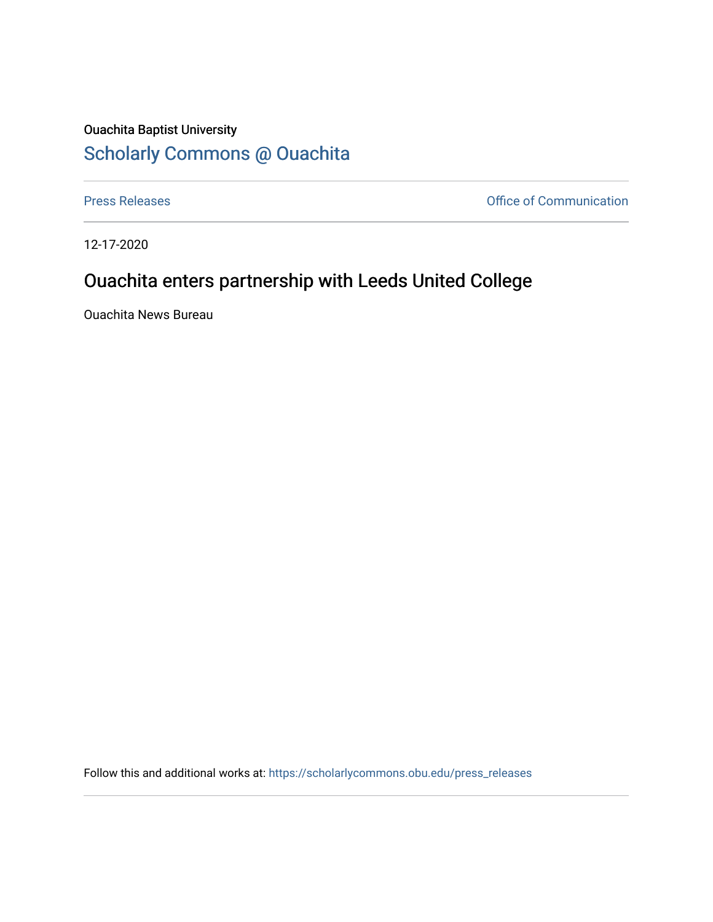Ouachita Baptist University

## Scholarly Commons @ Ouachita

Press Releases | Office of Communication

12-17-2020

# Ouachita enters partnership with Leeds United College

Ouachita News Bureau

Follow this and additional works at: https://scholarlycommons.obu.edu/press_releases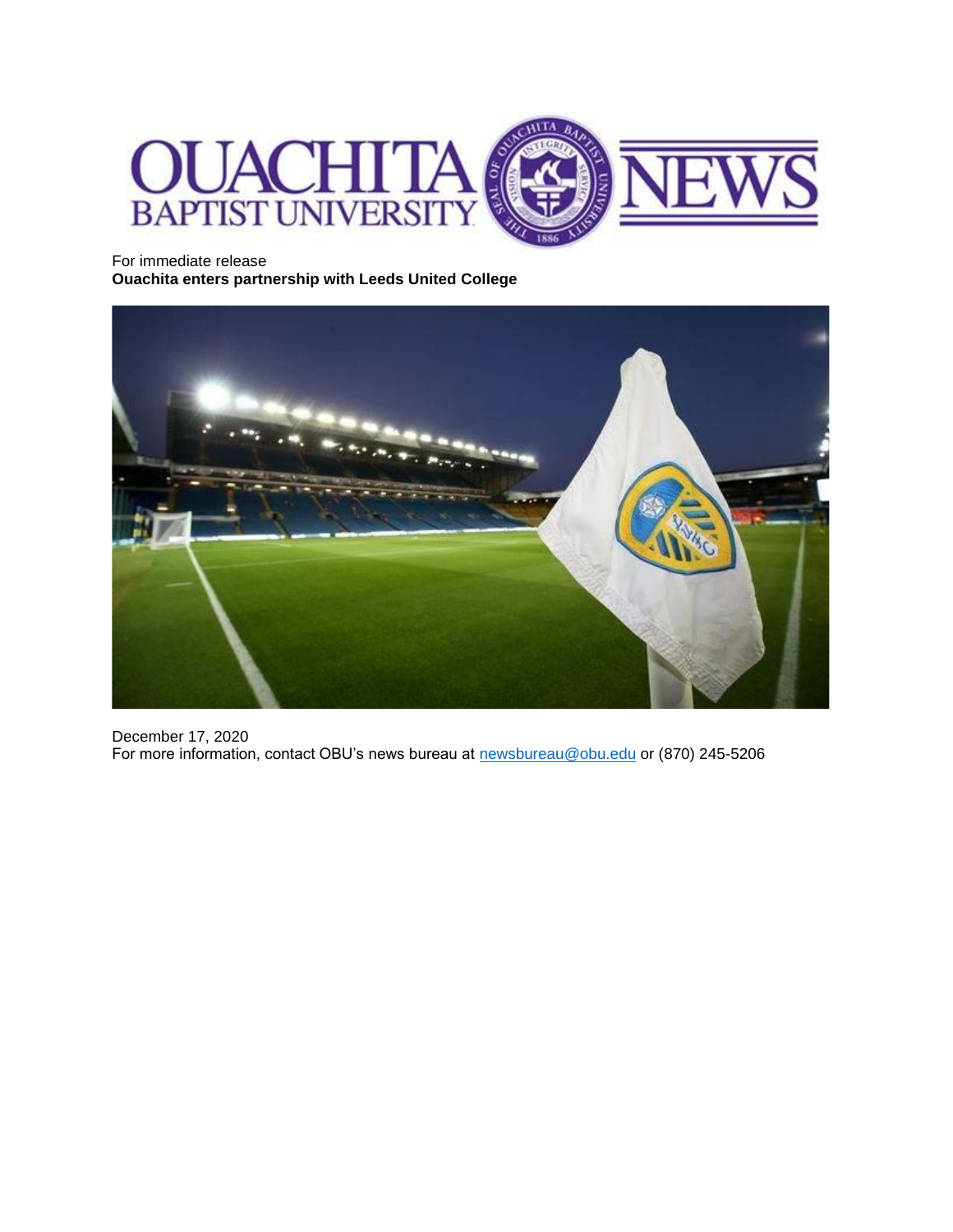For immediate release

**Ouachita enters partnership with Leeds United College**

December 17, 2020

For more information, contact OBU's news bureau at newsbureau@obu.edu or (870) 245-5206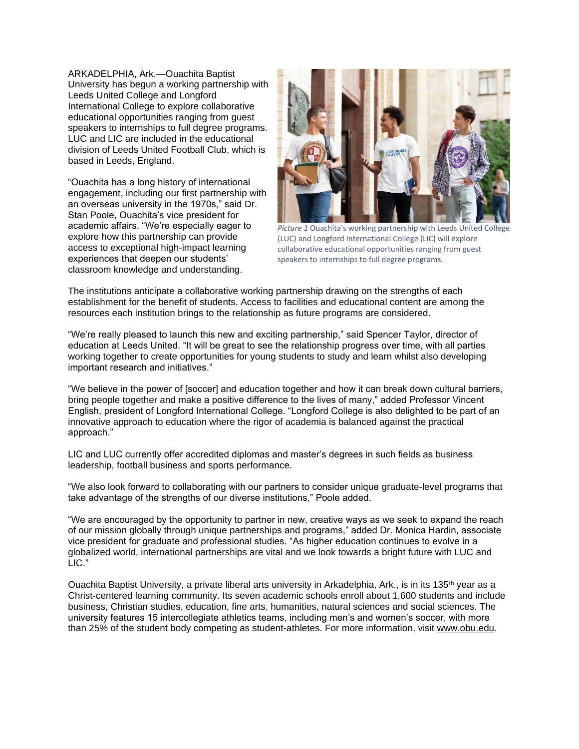ARKADELPHIA, Ark.—Ouachita Baptist University has begun a working partnership with Leeds United College and Longford International College to explore collaborative educational opportunities ranging from guest speakers to internships to full degree programs. LUC and LIC are included in the educational division of Leeds United Football Club, which is based in Leeds, England.

"Ouachita has a long history of international engagement, including our first partnership with an overseas university in the 1970s," said Dr. Stan Poole, Ouachita's vice president for academic affairs. "We're especially eager to explore how this partnership can provide access to exceptional high-impact learning experiences that deepen our students' classroom knowledge and understanding.

*Picture 1* Ouachita's working partnership with Leeds United College (LUC) and Longford International College (LIC) will explore collaborative educational opportunities ranging from guest speakers to internships to full degree programs.

The institutions anticipate a collaborative working partnership drawing on the strengths of each establishment for the benefit of students. Access to facilities and educational content are among the resources each institution brings to the relationship as future programs are considered.

"We're really pleased to launch this new and exciting partnership," said Spencer Taylor, director of education at Leeds United. "It will be great to see the relationship progress over time, with all parties working together to create opportunities for young students to study and learn whilst also developing important research and initiatives."

"We believe in the power of [soccer] and education together and how it can break down cultural barriers, bring people together and make a positive difference to the lives of many," added Professor Vincent English, president of Longford International College. "Longford College is also delighted to be part of an innovative approach to education where the rigor of academia is balanced against the practical approach."

LIC and LUC currently offer accredited diplomas and master's degrees in such fields as business leadership, football business and sports performance.

"We also look forward to collaborating with our partners to consider unique graduate-level programs that take advantage of the strengths of our diverse institutions," Poole added.

"We are encouraged by the opportunity to partner in new, creative ways as we seek to expand the reach of our mission globally through unique partnerships and programs," added Dr. Monica Hardin, associate vice president for graduate and professional studies. "As higher education continues to evolve in a globalized world, international partnerships are vital and we look towards a bright future with LUC and LIC."

Ouachita Baptist University, a private liberal arts university in Arkadelphia, Ark., is in its 135th year as a Christ-centered learning community. Its seven academic schools enroll about 1,600 students and include business, Christian studies, education, fine arts, humanities, natural sciences and social sciences. The university features 15 intercollegiate athletics teams, including men's and women's soccer, with more than 25% of the student body competing as student-athletes. For more information, visit www.obu.edu.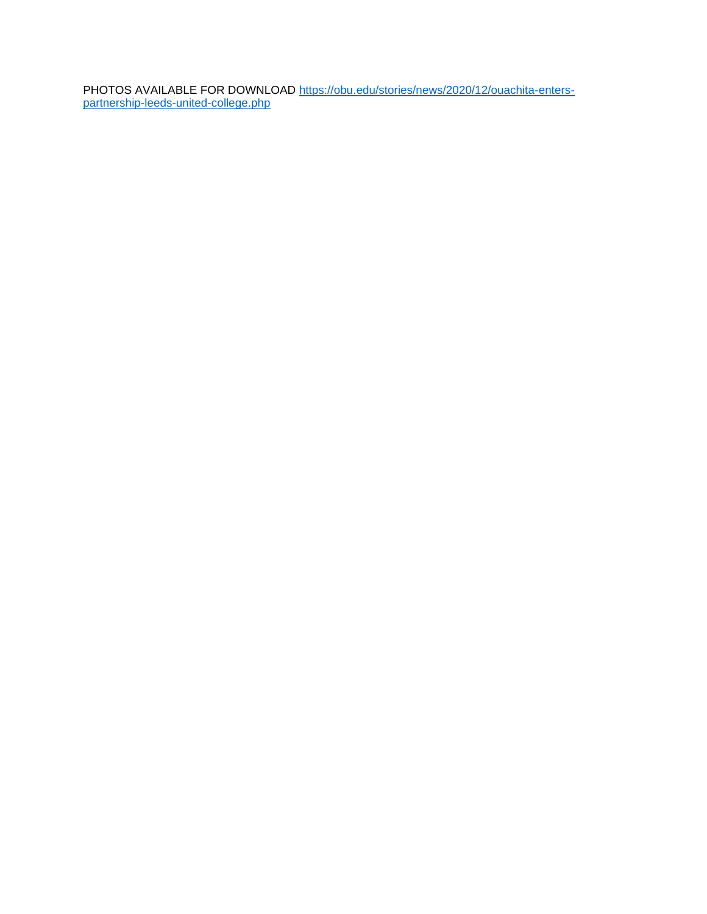PHOTOS AVAILABLE FOR DOWNLOAD [https://obu.edu/stories/news/2020/12/ouachita-enters-partnership-leeds-united-college.php](https://obu.edu/stories/news/2020/12/ouachita-enters-partnership-leeds-united-college.php)